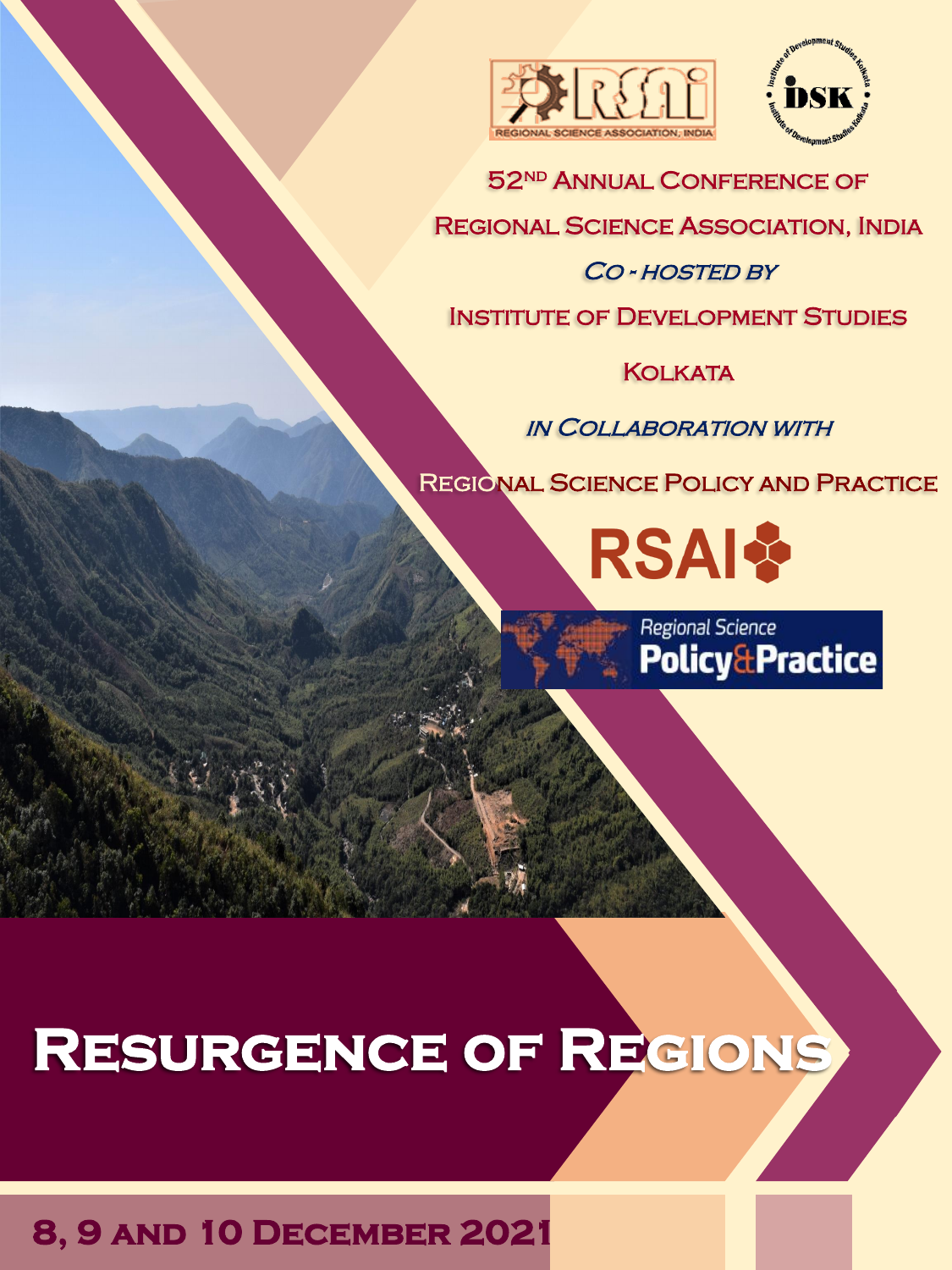52ND ANNUAL CONFERENCE OF

REGIONAL SCIENCE ASSOCIATION, INDIA

*CO - HOSTED BY*

INSTITUTE OF DEVELOPMENT STUDIES

KOLKATA

*IN COLLABORATION WITH*

REGIONAL SCIENCE POLICY AND PRACTICE

# RESURGENCE OF REGIONS

**8, 9 AND 10 DECEMBER 2021**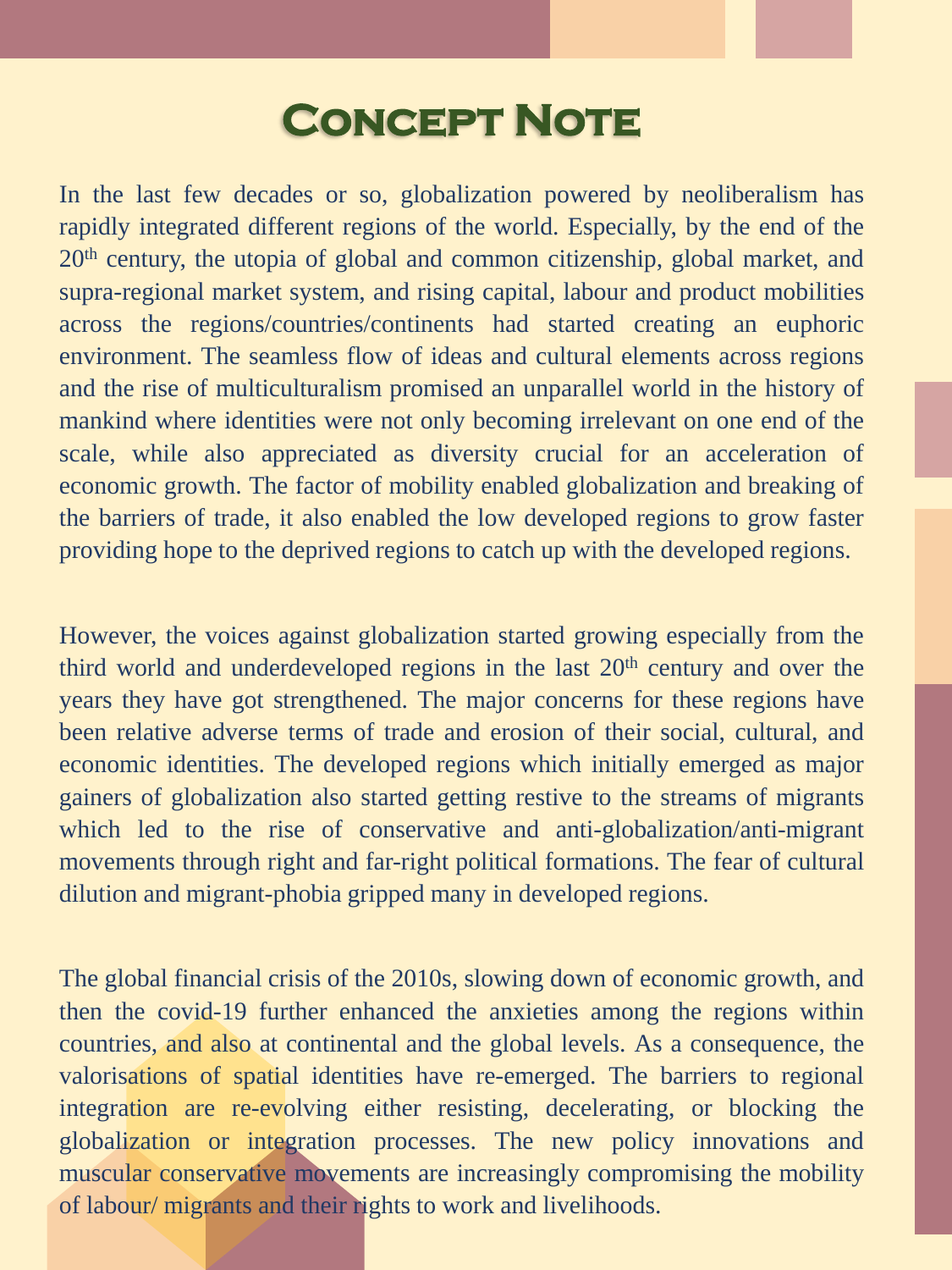# Concept Note

In the last few decades or so, globalization powered by neoliberalism has rapidly integrated different regions of the world. Especially, by the end of the 20th century, the utopia of global and common citizenship, global market, and supra-regional market system, and rising capital, labour and product mobilities across the regions/countries/continents had started creating an euphoric environment. The seamless flow of ideas and cultural elements across regions and the rise of multiculturalism promised an unparallel world in the history of mankind where identities were not only becoming irrelevant on one end of the scale, while also appreciated as diversity crucial for an acceleration of economic growth. The factor of mobility enabled globalization and breaking of the barriers of trade, it also enabled the low developed regions to grow faster providing hope to the deprived regions to catch up with the developed regions.

However, the voices against globalization started growing especially from the third world and underdeveloped regions in the last 20th century and over the years they have got strengthened. The major concerns for these regions have been relative adverse terms of trade and erosion of their social, cultural, and economic identities. The developed regions which initially emerged as major gainers of globalization also started getting restive to the streams of migrants which led to the rise of conservative and anti-globalization/anti-migrant movements through right and far-right political formations. The fear of cultural dilution and migrant-phobia gripped many in developed regions.

The global financial crisis of the 2010s, slowing down of economic growth, and then the covid-19 further enhanced the anxieties among the regions within countries, and also at continental and the global levels. As a consequence, the valorisations of spatial identities have re-emerged. The barriers to regional integration are re-evolving either resisting, decelerating, or blocking the globalization or integration processes. The new policy innovations and muscular conservative movements are increasingly compromising the mobility of labour/ migrants and their rights to work and livelihoods.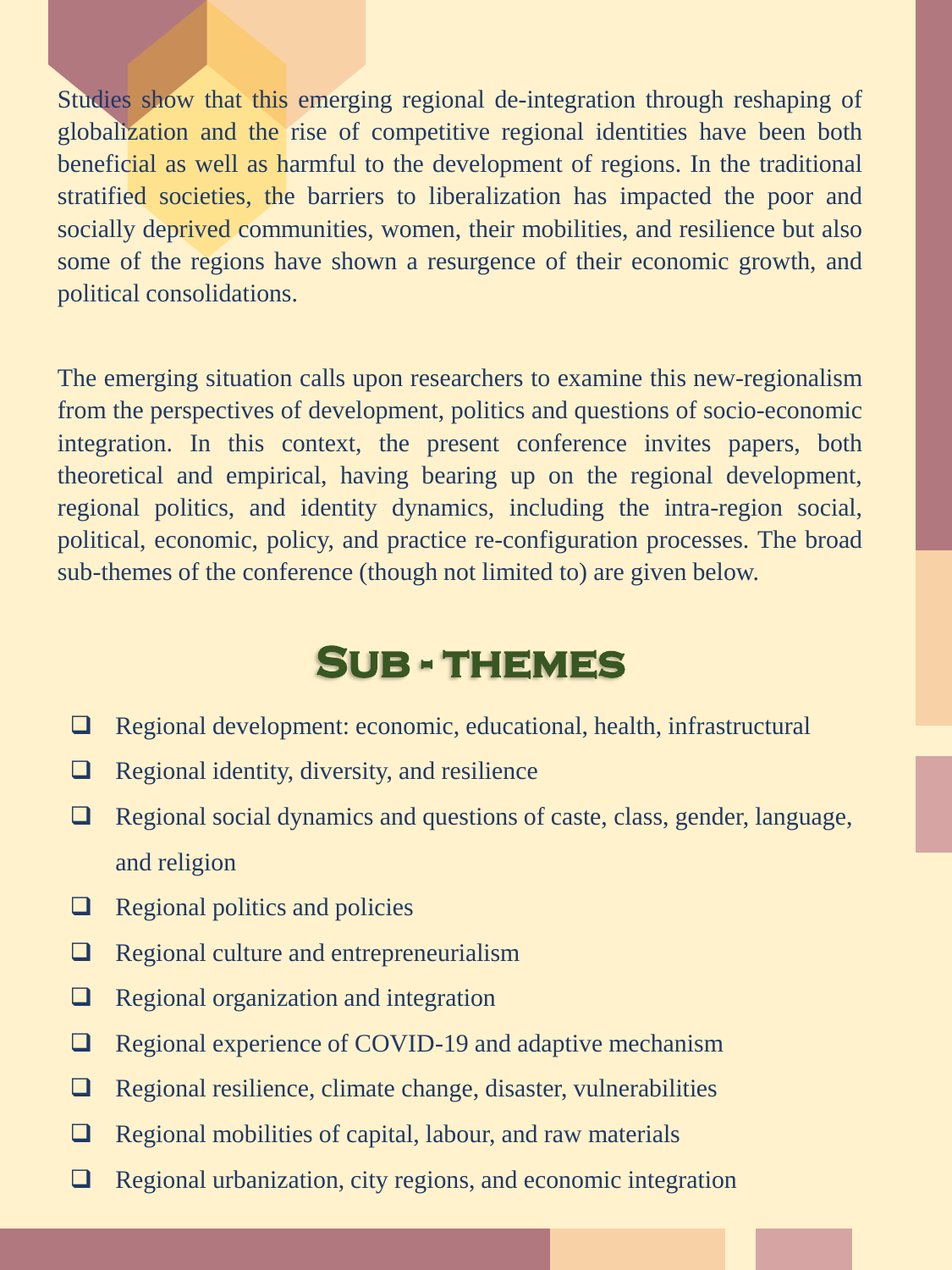Studies show that this emerging regional de-integration through reshaping of globalization and the rise of competitive regional identities have been both beneficial as well as harmful to the development of regions. In the traditional stratified societies, the barriers to liberalization has impacted the poor and socially deprived communities, women, their mobilities, and resilience but also some of the regions have shown a resurgence of their economic growth, and political consolidations.

The emerging situation calls upon researchers to examine this new-regionalism from the perspectives of development, politics and questions of socio-economic integration. In this context, the present conference invites papers, both theoretical and empirical, having bearing up on the regional development, regional politics, and identity dynamics, including the intra-region social, political, economic, policy, and practice re-configuration processes. The broad sub-themes of the conference (though not limited to) are given below.

## Sub - themes

- Regional development: economic, educational, health, infrastructural
- Regional identity, diversity, and resilience
- Regional social dynamics and questions of caste, class, gender, language, and religion
- Regional politics and policies
- Regional culture and entrepreneurialism
- Regional organization and integration
- Regional experience of COVID-19 and adaptive mechanism
- Regional resilience, climate change, disaster, vulnerabilities
- Regional mobilities of capital, labour, and raw materials
- Regional urbanization, city regions, and economic integration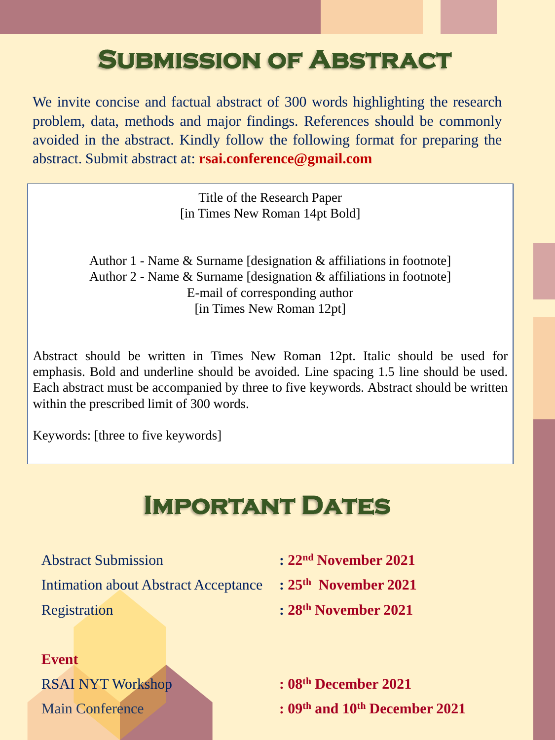# Submission of Abstract

We invite concise and factual abstract of 300 words highlighting the research problem, data, methods and major findings. References should be commonly avoided in the abstract. Kindly follow the following format for preparing the abstract. Submit abstract at: **rsai.conference@gmail.com**

Title of the Research Paper
[in Times New Roman 14pt Bold]

Author 1 - Name & Surname [designation & affiliations in footnote]
Author 2 - Name & Surname [designation & affiliations in footnote]
E-mail of corresponding author
[in Times New Roman 12pt]

Abstract should be written in Times New Roman 12pt. Italic should be used for emphasis. Bold and underline should be avoided. Line spacing 1.5 line should be used. Each abstract must be accompanied by three to five keywords. Abstract should be written within the prescribed limit of 300 words.

Keywords: [three to five keywords]

# Important Dates

| | |
|---|---|
| Abstract Submission | : **22nd November 2021** |
| Intimation about Abstract Acceptance | : **25th November 2021** |
| Registration | : **28th November 2021** |

**Event**

| | |
|---|---|
| RSAI NYT Workshop | : **08th December 2021** |
| Main Conference | : **09th and 10th December 2021** |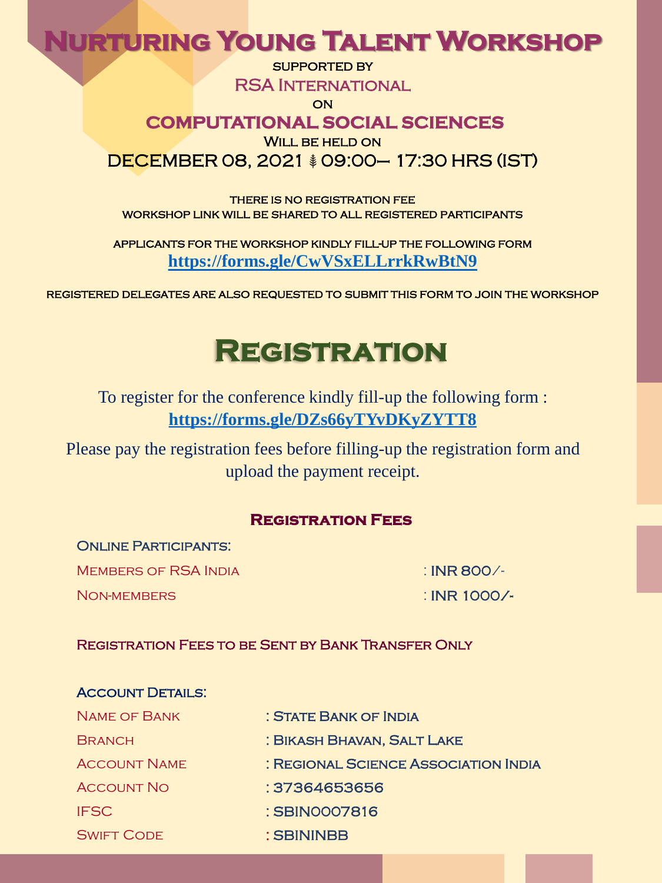# Nurturing Young Talent Workshop

supported by

RSA International

on

## COMPUTATIONAL SOCIAL SCIENCES

Will be held on

DECEMBER 08, 2021 ❦ 09:00– 17:30 HRS (IST)

there is no registration fee

workshop link will be shared to all registered participants

applicants for the workshop kindly fill-up the following form

**https://forms.gle/CwVSxELLrrkRwBtN9**

registered delegates are also requested to submit this form to join the workshop

# Registration

To register for the conference kindly fill-up the following form :

**https://forms.gle/DZs66yTYvDKyZYTT8**

Please pay the registration fees before filling-up the registration form and upload the payment receipt.

### Registration Fees

Online Participants:

| | |
|---|---|
| Members of RSA India | : INR 800/- |
| Non-members | : INR 1000/- |

Registration Fees to be Sent by Bank Transfer Only

Account Details:

| | |
|---|---|
| Name of Bank | : State Bank of India |
| Branch | : Bikash Bhavan, Salt Lake |
| Account Name | : Regional Science Association India |
| Account No | : 37364653656 |
| IFSC | : SBIN0007816 |
| Swift Code | : SBININBB |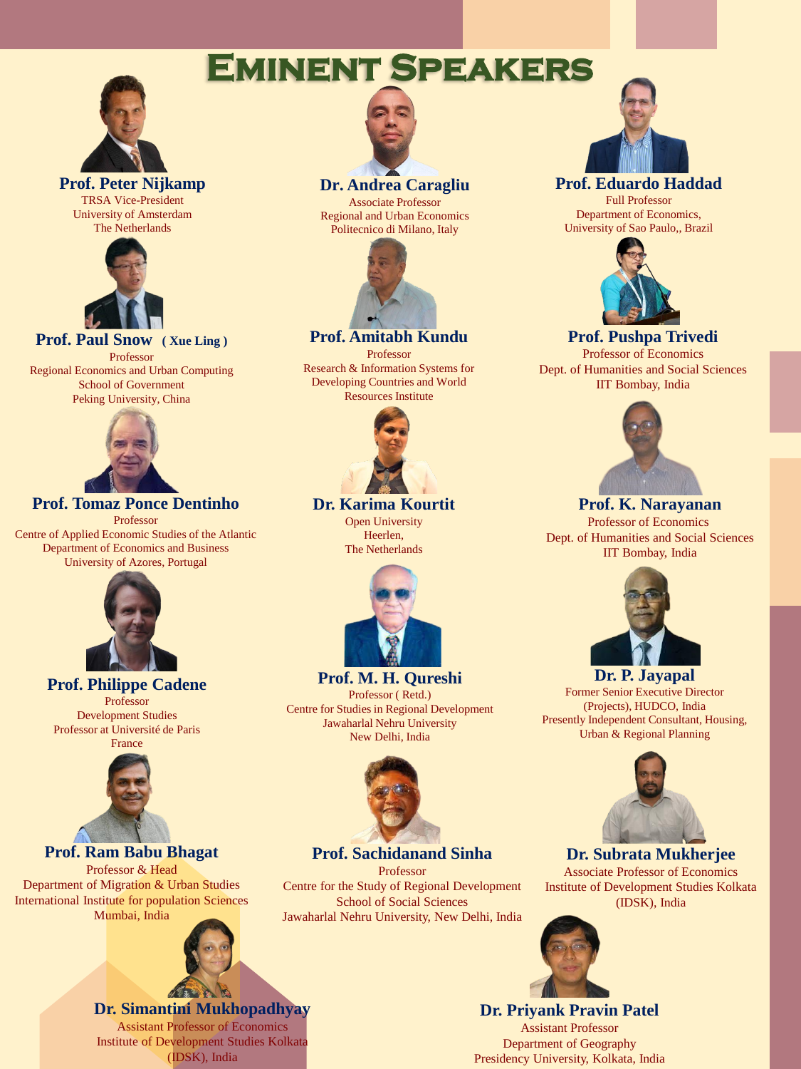# Eminent Speakers

**Prof. Peter Nijkamp**
TRSA Vice-President
University of Amsterdam
The Netherlands

**Dr. Andrea Caragliu**
Associate Professor
Regional and Urban Economics
Politecnico di Milano, Italy

**Prof. Eduardo Haddad**
Full Professor
Department of Economics,
University of Sao Paulo,, Brazil

**Prof. Paul Snow ( Xue Ling )**
Professor
Regional Economics and Urban Computing
School of Government
Peking University, China

**Prof. Amitabh Kundu**
Professor
Research & Information Systems for
Developing Countries and World
Resources Institute

**Prof. Pushpa Trivedi**
Professor of Economics
Dept. of Humanities and Social Sciences
IIT Bombay, India

**Prof. Tomaz Ponce Dentinho**
Professor
Centre of Applied Economic Studies of the Atlantic
Department of Economics and Business
University of Azores, Portugal

**Dr. Karima Kourtit**
Open University
Heerlen,
The Netherlands

**Prof. K. Narayanan**
Professor of Economics
Dept. of Humanities and Social Sciences
IIT Bombay, India

**Prof. Philippe Cadene**
Professor
Development Studies
Professor at Université de Paris
France

**Prof. M. H. Qureshi**
Professor ( Retd.)
Centre for Studies in Regional Development
Jawaharlal Nehru University
New Delhi, India

**Dr. P. Jayapal**
Former Senior Executive Director
(Projects), HUDCO, India
Presently Independent Consultant, Housing,
Urban & Regional Planning

**Prof. Ram Babu Bhagat**
Professor & Head
Department of Migration & Urban Studies
International Institute for population Sciences
Mumbai, India

**Prof. Sachidanand Sinha**
Professor
Centre for the Study of Regional Development
School of Social Sciences
Jawaharlal Nehru University, New Delhi, India

**Dr. Subrata Mukherjee**
Associate Professor of Economics
Institute of Development Studies Kolkata
(IDSK), India

**Dr. Simantini Mukhopadhyay**
Assistant Professor of Economics
Institute of Development Studies Kolkata
(IDSK), India

**Dr. Priyank Pravin Patel**
Assistant Professor
Department of Geography
Presidency University, Kolkata, India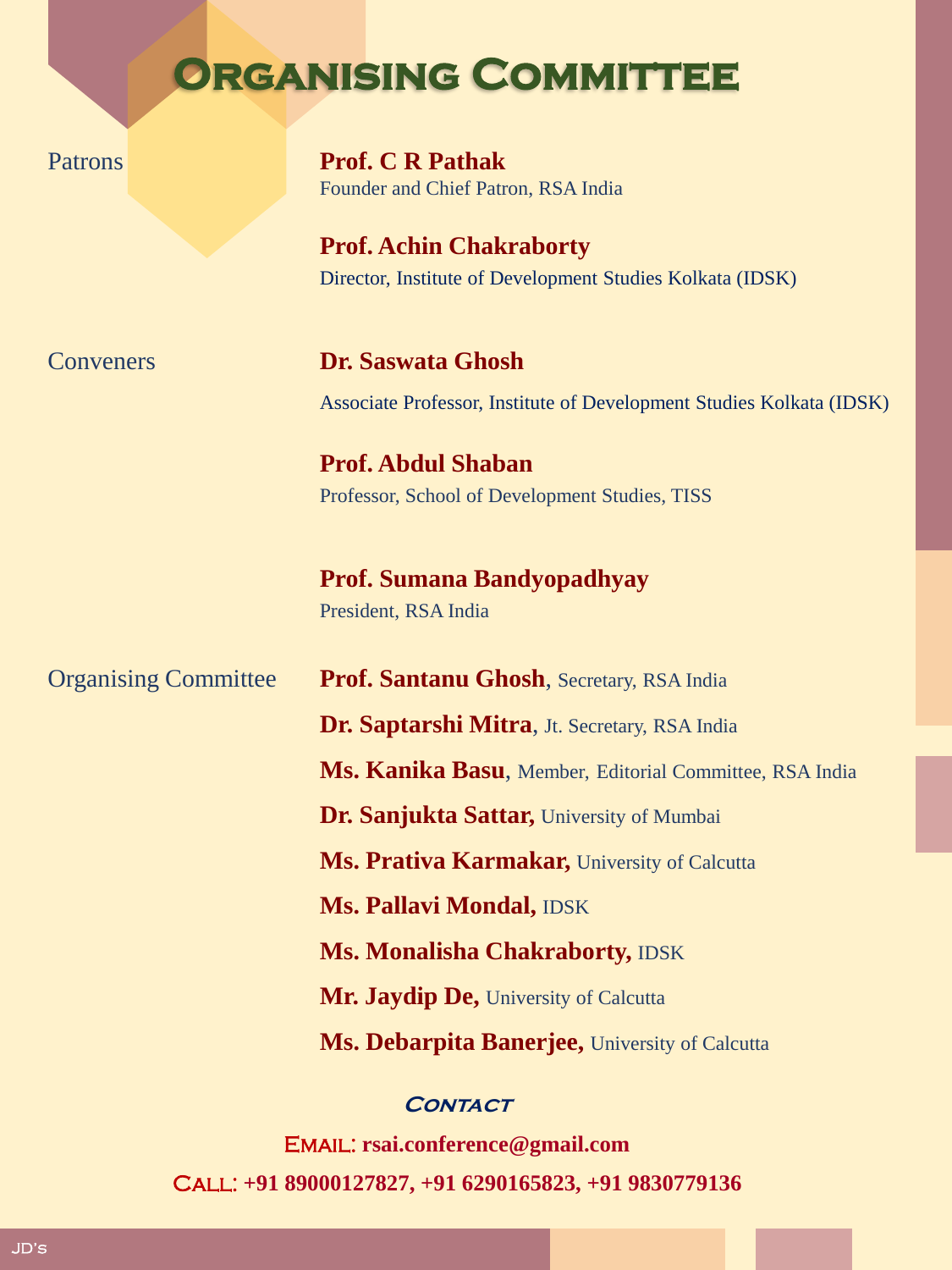# Organising Committee

**Patrons**

**Prof. C R Pathak**
Founder and Chief Patron, RSA India

**Prof. Achin Chakraborty**
Director, Institute of Development Studies Kolkata (IDSK)

**Conveners**

**Dr. Saswata Ghosh**
Associate Professor, Institute of Development Studies Kolkata (IDSK)

**Prof. Abdul Shaban**
Professor, School of Development Studies, TISS

**Prof. Sumana Bandyopadhyay**
President, RSA India

**Organising Committee**

**Prof. Santanu Ghosh**, Secretary, RSA India

**Dr. Saptarshi Mitra**, Jt. Secretary, RSA India

**Ms. Kanika Basu**, Member, Editorial Committee, RSA India

**Dr. Sanjukta Sattar,** University of Mumbai

**Ms. Prativa Karmakar,** University of Calcutta

**Ms. Pallavi Mondal,** IDSK

**Ms. Monalisha Chakraborty,** IDSK

**Mr. Jaydip De,** University of Calcutta

**Ms. Debarpita Banerjee,** University of Calcutta

## Contact

Email: **rsai.conference@gmail.com**

Call: **+91 89000127827, +91 6290165823, +91 9830779136**

JD's